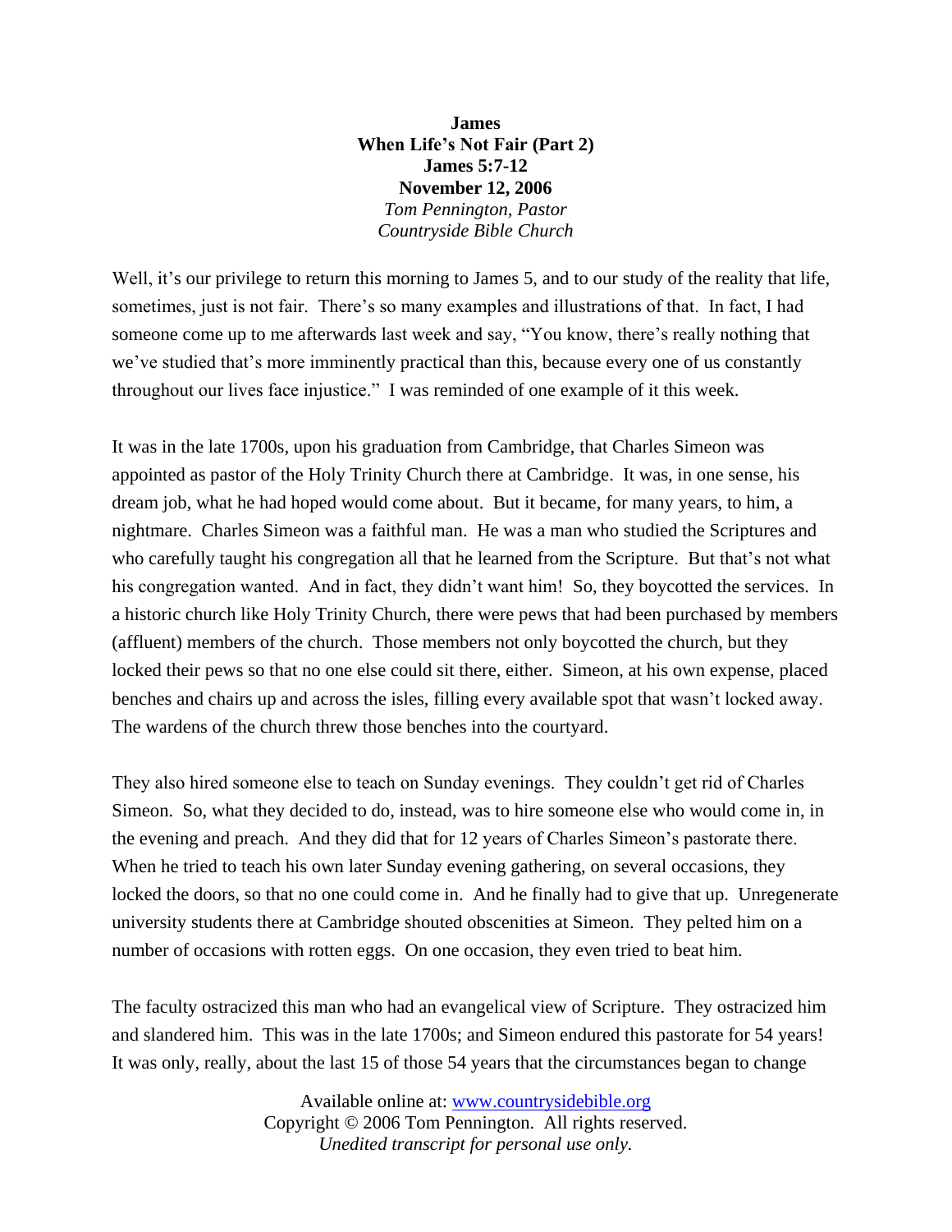**James**
**When Life's Not Fair (Part 2)**
**James 5:7-12**
**November 12, 2006**
*Tom Pennington, Pastor*
*Countryside Bible Church*

Well, it's our privilege to return this morning to James 5, and to our study of the reality that life, sometimes, just is not fair. There's so many examples and illustrations of that. In fact, I had someone come up to me afterwards last week and say, "You know, there's really nothing that we've studied that's more imminently practical than this, because every one of us constantly throughout our lives face injustice." I was reminded of one example of it this week.

It was in the late 1700s, upon his graduation from Cambridge, that Charles Simeon was appointed as pastor of the Holy Trinity Church there at Cambridge. It was, in one sense, his dream job, what he had hoped would come about. But it became, for many years, to him, a nightmare. Charles Simeon was a faithful man. He was a man who studied the Scriptures and who carefully taught his congregation all that he learned from the Scripture. But that's not what his congregation wanted. And in fact, they didn't want him! So, they boycotted the services. In a historic church like Holy Trinity Church, there were pews that had been purchased by members (affluent) members of the church. Those members not only boycotted the church, but they locked their pews so that no one else could sit there, either. Simeon, at his own expense, placed benches and chairs up and across the isles, filling every available spot that wasn't locked away. The wardens of the church threw those benches into the courtyard.

They also hired someone else to teach on Sunday evenings. They couldn't get rid of Charles Simeon. So, what they decided to do, instead, was to hire someone else who would come in, in the evening and preach. And they did that for 12 years of Charles Simeon's pastorate there. When he tried to teach his own later Sunday evening gathering, on several occasions, they locked the doors, so that no one could come in. And he finally had to give that up. Unregenerate university students there at Cambridge shouted obscenities at Simeon. They pelted him on a number of occasions with rotten eggs. On one occasion, they even tried to beat him.

The faculty ostracized this man who had an evangelical view of Scripture. They ostracized him and slandered him. This was in the late 1700s; and Simeon endured this pastorate for 54 years! It was only, really, about the last 15 of those 54 years that the circumstances began to change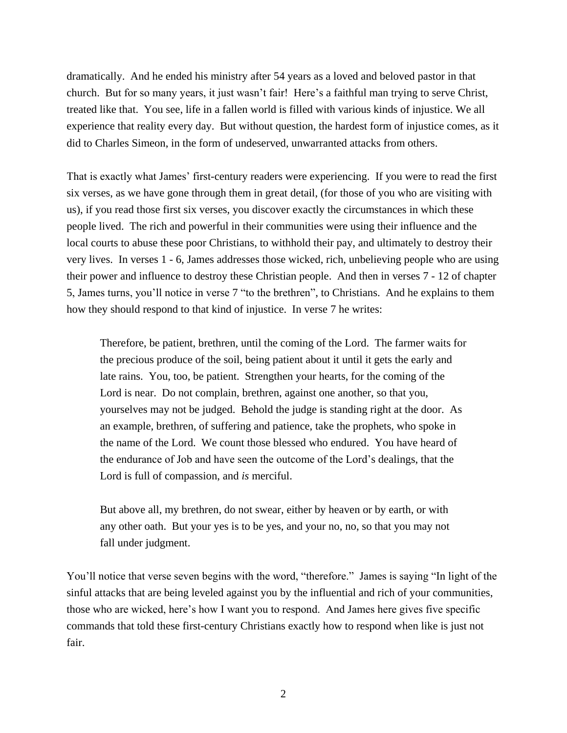dramatically. And he ended his ministry after 54 years as a loved and beloved pastor in that church. But for so many years, it just wasn't fair! Here's a faithful man trying to serve Christ, treated like that. You see, life in a fallen world is filled with various kinds of injustice. We all experience that reality every day. But without question, the hardest form of injustice comes, as it did to Charles Simeon, in the form of undeserved, unwarranted attacks from others.

That is exactly what James' first-century readers were experiencing. If you were to read the first six verses, as we have gone through them in great detail, (for those of you who are visiting with us), if you read those first six verses, you discover exactly the circumstances in which these people lived. The rich and powerful in their communities were using their influence and the local courts to abuse these poor Christians, to withhold their pay, and ultimately to destroy their very lives. In verses 1 - 6, James addresses those wicked, rich, unbelieving people who are using their power and influence to destroy these Christian people. And then in verses 7 - 12 of chapter 5, James turns, you'll notice in verse 7 "to the brethren", to Christians. And he explains to them how they should respond to that kind of injustice. In verse 7 he writes:

> Therefore, be patient, brethren, until the coming of the Lord. The farmer waits for the precious produce of the soil, being patient about it until it gets the early and late rains. You, too, be patient. Strengthen your hearts, for the coming of the Lord is near. Do not complain, brethren, against one another, so that you, yourselves may not be judged. Behold the judge is standing right at the door. As an example, brethren, of suffering and patience, take the prophets, who spoke in the name of the Lord. We count those blessed who endured. You have heard of the endurance of Job and have seen the outcome of the Lord's dealings, that the Lord is full of compassion, and *is* merciful.
>
> But above all, my brethren, do not swear, either by heaven or by earth, or with any other oath. But your yes is to be yes, and your no, no, so that you may not fall under judgment.

You'll notice that verse seven begins with the word, "therefore." James is saying "In light of the sinful attacks that are being leveled against you by the influential and rich of your communities, those who are wicked, here's how I want you to respond. And James here gives five specific commands that told these first-century Christians exactly how to respond when like is just not fair.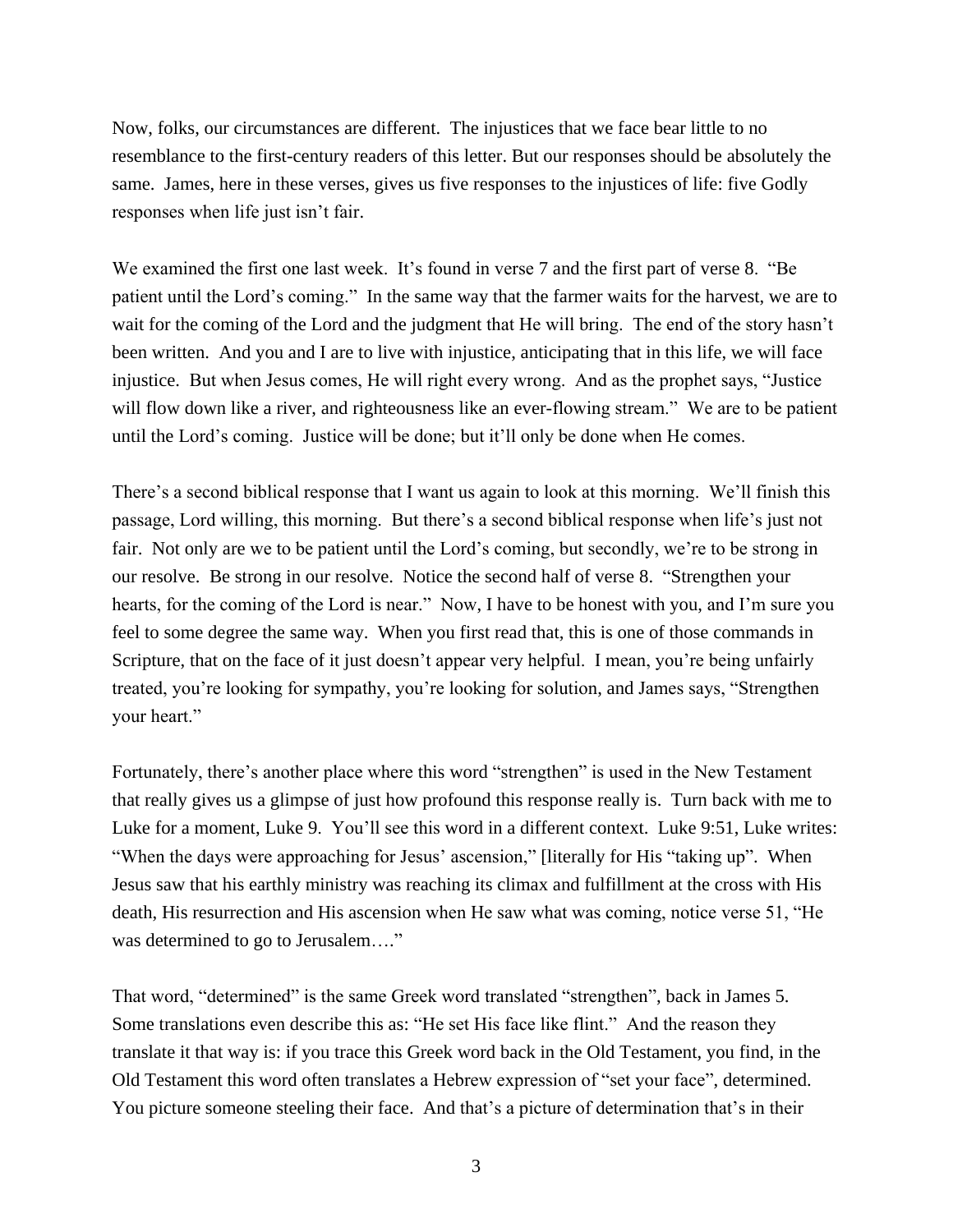Now, folks, our circumstances are different. The injustices that we face bear little to no resemblance to the first-century readers of this letter. But our responses should be absolutely the same. James, here in these verses, gives us five responses to the injustices of life: five Godly responses when life just isn't fair.

We examined the first one last week. It's found in verse 7 and the first part of verse 8. "Be patient until the Lord's coming." In the same way that the farmer waits for the harvest, we are to wait for the coming of the Lord and the judgment that He will bring. The end of the story hasn't been written. And you and I are to live with injustice, anticipating that in this life, we will face injustice. But when Jesus comes, He will right every wrong. And as the prophet says, "Justice will flow down like a river, and righteousness like an ever-flowing stream." We are to be patient until the Lord's coming. Justice will be done; but it'll only be done when He comes.

There's a second biblical response that I want us again to look at this morning. We'll finish this passage, Lord willing, this morning. But there's a second biblical response when life's just not fair. Not only are we to be patient until the Lord's coming, but secondly, we're to be strong in our resolve. Be strong in our resolve. Notice the second half of verse 8. "Strengthen your hearts, for the coming of the Lord is near." Now, I have to be honest with you, and I'm sure you feel to some degree the same way. When you first read that, this is one of those commands in Scripture, that on the face of it just doesn't appear very helpful. I mean, you're being unfairly treated, you're looking for sympathy, you're looking for solution, and James says, "Strengthen your heart."

Fortunately, there's another place where this word "strengthen" is used in the New Testament that really gives us a glimpse of just how profound this response really is. Turn back with me to Luke for a moment, Luke 9. You'll see this word in a different context. Luke 9:51, Luke writes: "When the days were approaching for Jesus' ascension," [literally for His "taking up". When Jesus saw that his earthly ministry was reaching its climax and fulfillment at the cross with His death, His resurrection and His ascension when He saw what was coming, notice verse 51, "He was determined to go to Jerusalem…."

That word, "determined" is the same Greek word translated "strengthen", back in James 5. Some translations even describe this as: "He set His face like flint." And the reason they translate it that way is: if you trace this Greek word back in the Old Testament, you find, in the Old Testament this word often translates a Hebrew expression of "set your face", determined. You picture someone steeling their face. And that's a picture of determination that's in their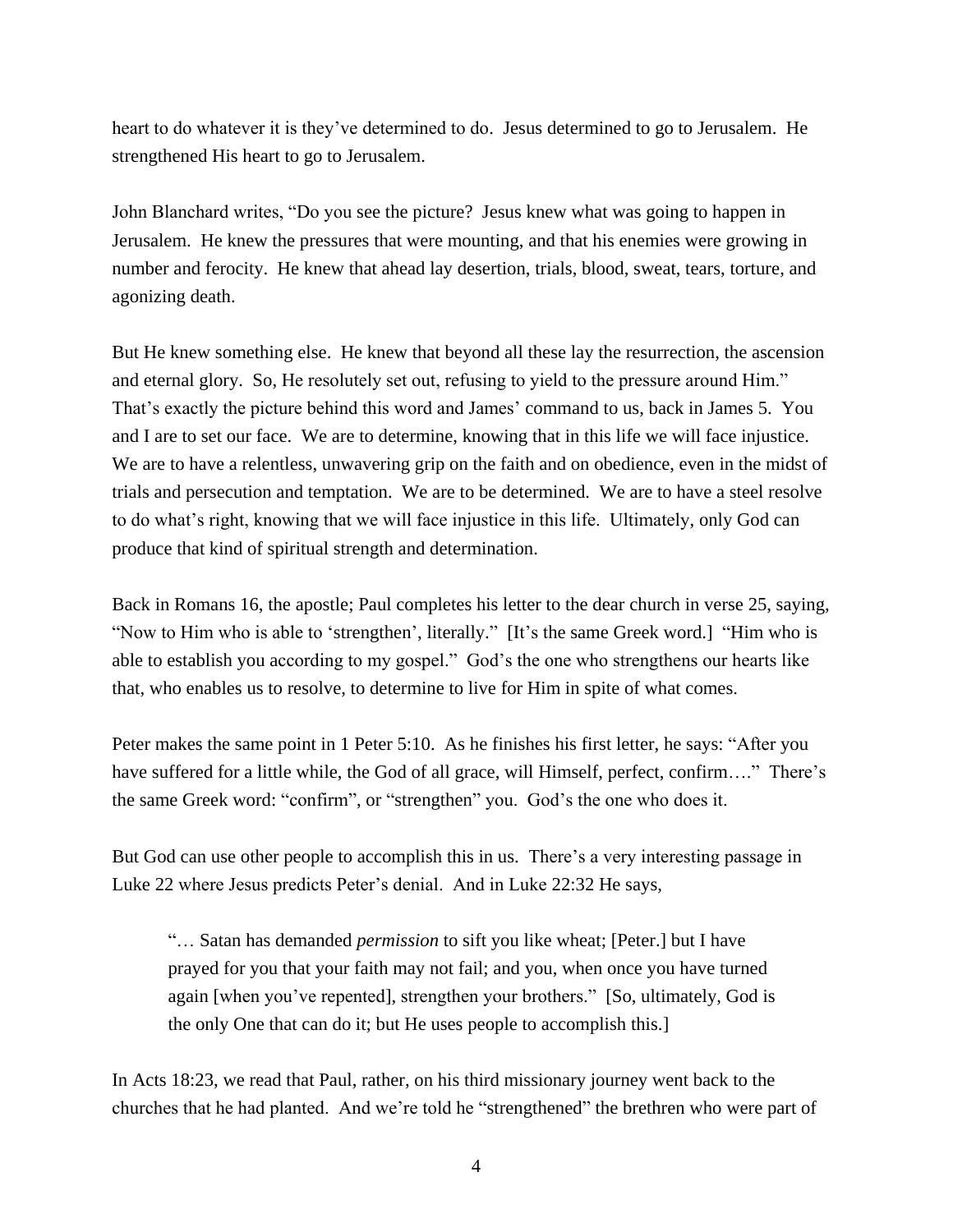heart to do whatever it is they've determined to do. Jesus determined to go to Jerusalem. He strengthened His heart to go to Jerusalem.

John Blanchard writes, "Do you see the picture? Jesus knew what was going to happen in Jerusalem. He knew the pressures that were mounting, and that his enemies were growing in number and ferocity. He knew that ahead lay desertion, trials, blood, sweat, tears, torture, and agonizing death.

But He knew something else. He knew that beyond all these lay the resurrection, the ascension and eternal glory. So, He resolutely set out, refusing to yield to the pressure around Him." That's exactly the picture behind this word and James' command to us, back in James 5. You and I are to set our face. We are to determine, knowing that in this life we will face injustice. We are to have a relentless, unwavering grip on the faith and on obedience, even in the midst of trials and persecution and temptation. We are to be determined. We are to have a steel resolve to do what's right, knowing that we will face injustice in this life. Ultimately, only God can produce that kind of spiritual strength and determination.

Back in Romans 16, the apostle; Paul completes his letter to the dear church in verse 25, saying, "Now to Him who is able to 'strengthen', literally." [It's the same Greek word.] "Him who is able to establish you according to my gospel." God's the one who strengthens our hearts like that, who enables us to resolve, to determine to live for Him in spite of what comes.

Peter makes the same point in 1 Peter 5:10. As he finishes his first letter, he says: "After you have suffered for a little while, the God of all grace, will Himself, perfect, confirm…." There's the same Greek word: "confirm", or "strengthen" you. God's the one who does it.

But God can use other people to accomplish this in us. There's a very interesting passage in Luke 22 where Jesus predicts Peter's denial. And in Luke 22:32 He says,

> "… Satan has demanded *permission* to sift you like wheat; [Peter.] but I have prayed for you that your faith may not fail; and you, when once you have turned again [when you've repented], strengthen your brothers." [So, ultimately, God is the only One that can do it; but He uses people to accomplish this.]

In Acts 18:23, we read that Paul, rather, on his third missionary journey went back to the churches that he had planted. And we're told he "strengthened" the brethren who were part of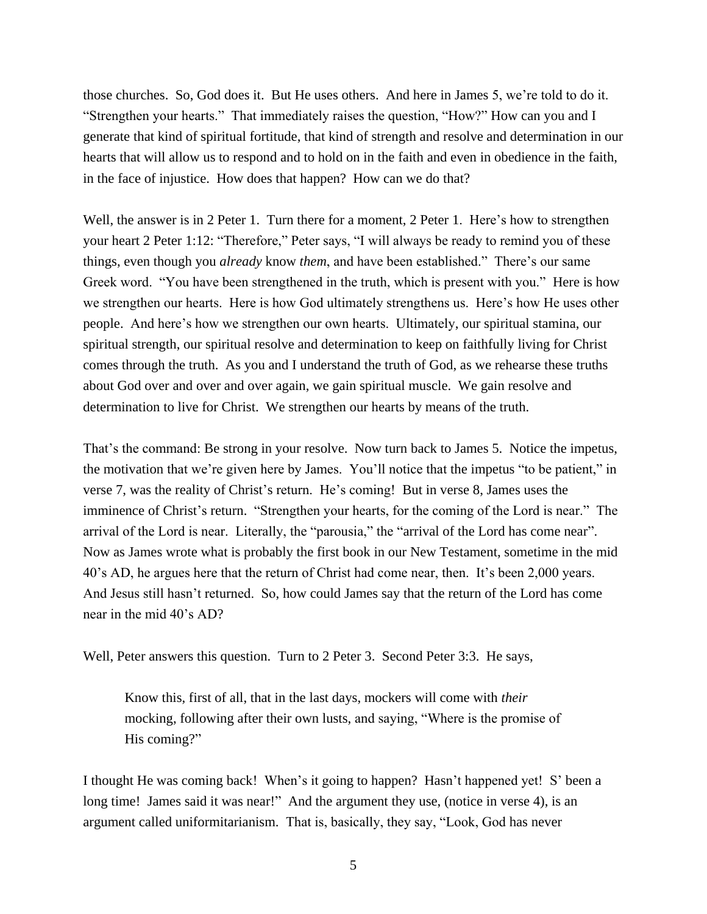those churches. So, God does it. But He uses others. And here in James 5, we're told to do it. "Strengthen your hearts." That immediately raises the question, "How?" How can you and I generate that kind of spiritual fortitude, that kind of strength and resolve and determination in our hearts that will allow us to respond and to hold on in the faith and even in obedience in the faith, in the face of injustice. How does that happen? How can we do that?

Well, the answer is in 2 Peter 1. Turn there for a moment, 2 Peter 1. Here's how to strengthen your heart 2 Peter 1:12: "Therefore," Peter says, "I will always be ready to remind you of these things, even though you *already* know *them*, and have been established." There's our same Greek word. "You have been strengthened in the truth, which is present with you." Here is how we strengthen our hearts. Here is how God ultimately strengthens us. Here's how He uses other people. And here's how we strengthen our own hearts. Ultimately, our spiritual stamina, our spiritual strength, our spiritual resolve and determination to keep on faithfully living for Christ comes through the truth. As you and I understand the truth of God, as we rehearse these truths about God over and over and over again, we gain spiritual muscle. We gain resolve and determination to live for Christ. We strengthen our hearts by means of the truth.

That's the command: Be strong in your resolve. Now turn back to James 5. Notice the impetus, the motivation that we're given here by James. You'll notice that the impetus "to be patient," in verse 7, was the reality of Christ's return. He's coming! But in verse 8, James uses the imminence of Christ's return. "Strengthen your hearts, for the coming of the Lord is near." The arrival of the Lord is near. Literally, the "parousia," the "arrival of the Lord has come near". Now as James wrote what is probably the first book in our New Testament, sometime in the mid 40's AD, he argues here that the return of Christ had come near, then. It's been 2,000 years. And Jesus still hasn't returned. So, how could James say that the return of the Lord has come near in the mid 40's AD?

Well, Peter answers this question. Turn to 2 Peter 3. Second Peter 3:3. He says,

> Know this, first of all, that in the last days, mockers will come with *their* mocking, following after their own lusts, and saying, "Where is the promise of His coming?"

I thought He was coming back! When's it going to happen? Hasn't happened yet! S' been a long time! James said it was near!" And the argument they use, (notice in verse 4), is an argument called uniformitarianism. That is, basically, they say, "Look, God has never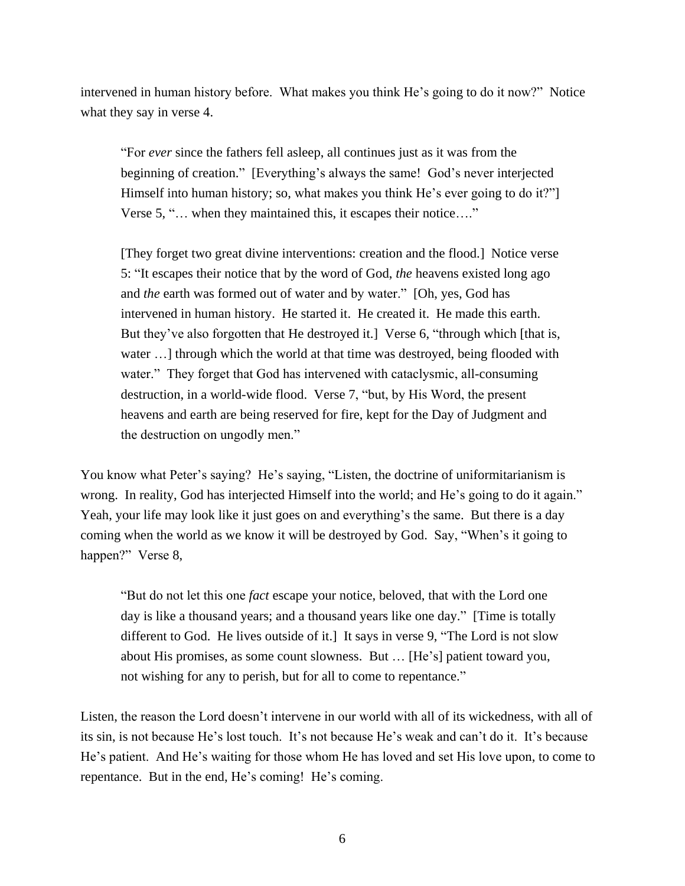intervened in human history before. What makes you think He's going to do it now?" Notice what they say in verse 4.

> "For *ever* since the fathers fell asleep, all continues just as it was from the beginning of creation." [Everything's always the same! God's never interjected Himself into human history; so, what makes you think He's ever going to do it?"] Verse 5, "… when they maintained this, it escapes their notice…."
>
> [They forget two great divine interventions: creation and the flood.] Notice verse 5: "It escapes their notice that by the word of God, *the* heavens existed long ago and *the* earth was formed out of water and by water." [Oh, yes, God has intervened in human history. He started it. He created it. He made this earth. But they've also forgotten that He destroyed it.] Verse 6, "through which [that is, water …] through which the world at that time was destroyed, being flooded with water." They forget that God has intervened with cataclysmic, all-consuming destruction, in a world-wide flood. Verse 7, "but, by His Word, the present heavens and earth are being reserved for fire, kept for the Day of Judgment and the destruction on ungodly men."

You know what Peter's saying? He's saying, "Listen, the doctrine of uniformitarianism is wrong. In reality, God has interjected Himself into the world; and He's going to do it again." Yeah, your life may look like it just goes on and everything's the same. But there is a day coming when the world as we know it will be destroyed by God. Say, "When's it going to happen?" Verse 8,

> "But do not let this one *fact* escape your notice, beloved, that with the Lord one day is like a thousand years; and a thousand years like one day." [Time is totally different to God. He lives outside of it.] It says in verse 9, "The Lord is not slow about His promises, as some count slowness. But … [He's] patient toward you, not wishing for any to perish, but for all to come to repentance."

Listen, the reason the Lord doesn't intervene in our world with all of its wickedness, with all of its sin, is not because He's lost touch. It's not because He's weak and can't do it. It's because He's patient. And He's waiting for those whom He has loved and set His love upon, to come to repentance. But in the end, He's coming! He's coming.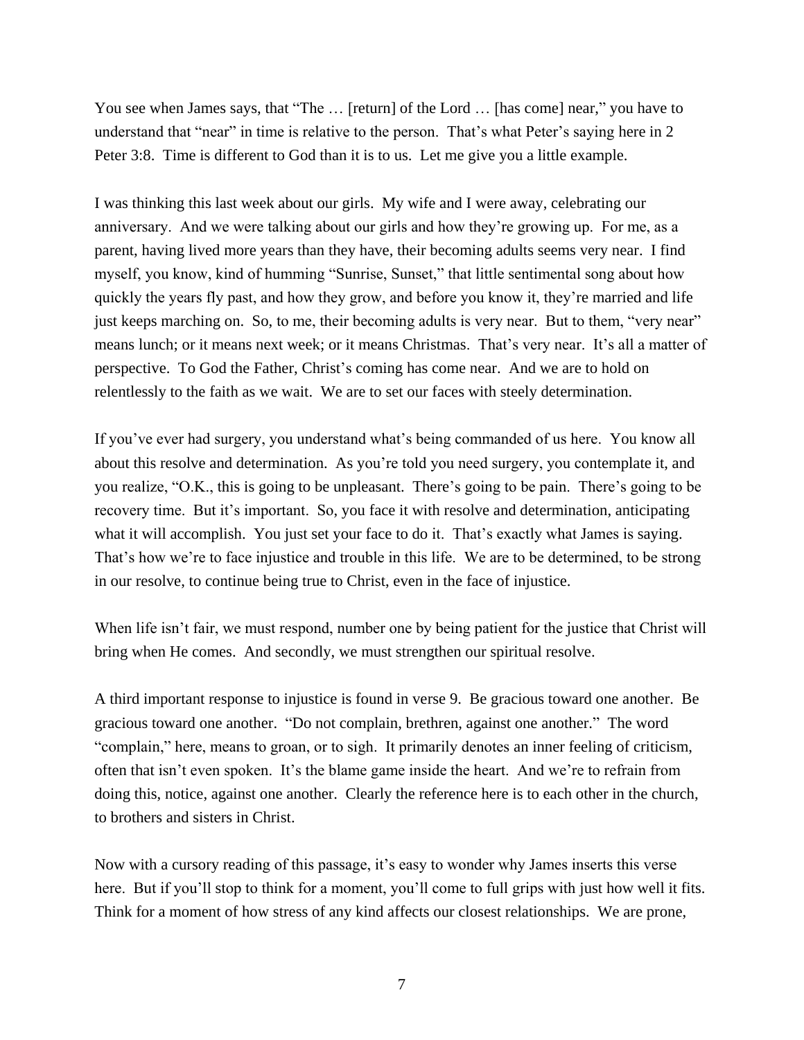You see when James says, that "The … [return] of the Lord … [has come] near," you have to understand that "near" in time is relative to the person. That's what Peter's saying here in 2 Peter 3:8. Time is different to God than it is to us. Let me give you a little example.

I was thinking this last week about our girls. My wife and I were away, celebrating our anniversary. And we were talking about our girls and how they're growing up. For me, as a parent, having lived more years than they have, their becoming adults seems very near. I find myself, you know, kind of humming "Sunrise, Sunset," that little sentimental song about how quickly the years fly past, and how they grow, and before you know it, they're married and life just keeps marching on. So, to me, their becoming adults is very near. But to them, "very near" means lunch; or it means next week; or it means Christmas. That's very near. It's all a matter of perspective. To God the Father, Christ's coming has come near. And we are to hold on relentlessly to the faith as we wait. We are to set our faces with steely determination.

If you've ever had surgery, you understand what's being commanded of us here. You know all about this resolve and determination. As you're told you need surgery, you contemplate it, and you realize, "O.K., this is going to be unpleasant. There's going to be pain. There's going to be recovery time. But it's important. So, you face it with resolve and determination, anticipating what it will accomplish. You just set your face to do it. That's exactly what James is saying. That's how we're to face injustice and trouble in this life. We are to be determined, to be strong in our resolve, to continue being true to Christ, even in the face of injustice.

When life isn't fair, we must respond, number one by being patient for the justice that Christ will bring when He comes. And secondly, we must strengthen our spiritual resolve.

A third important response to injustice is found in verse 9. Be gracious toward one another. Be gracious toward one another. "Do not complain, brethren, against one another." The word "complain," here, means to groan, or to sigh. It primarily denotes an inner feeling of criticism, often that isn't even spoken. It's the blame game inside the heart. And we're to refrain from doing this, notice, against one another. Clearly the reference here is to each other in the church, to brothers and sisters in Christ.

Now with a cursory reading of this passage, it's easy to wonder why James inserts this verse here. But if you'll stop to think for a moment, you'll come to full grips with just how well it fits. Think for a moment of how stress of any kind affects our closest relationships. We are prone,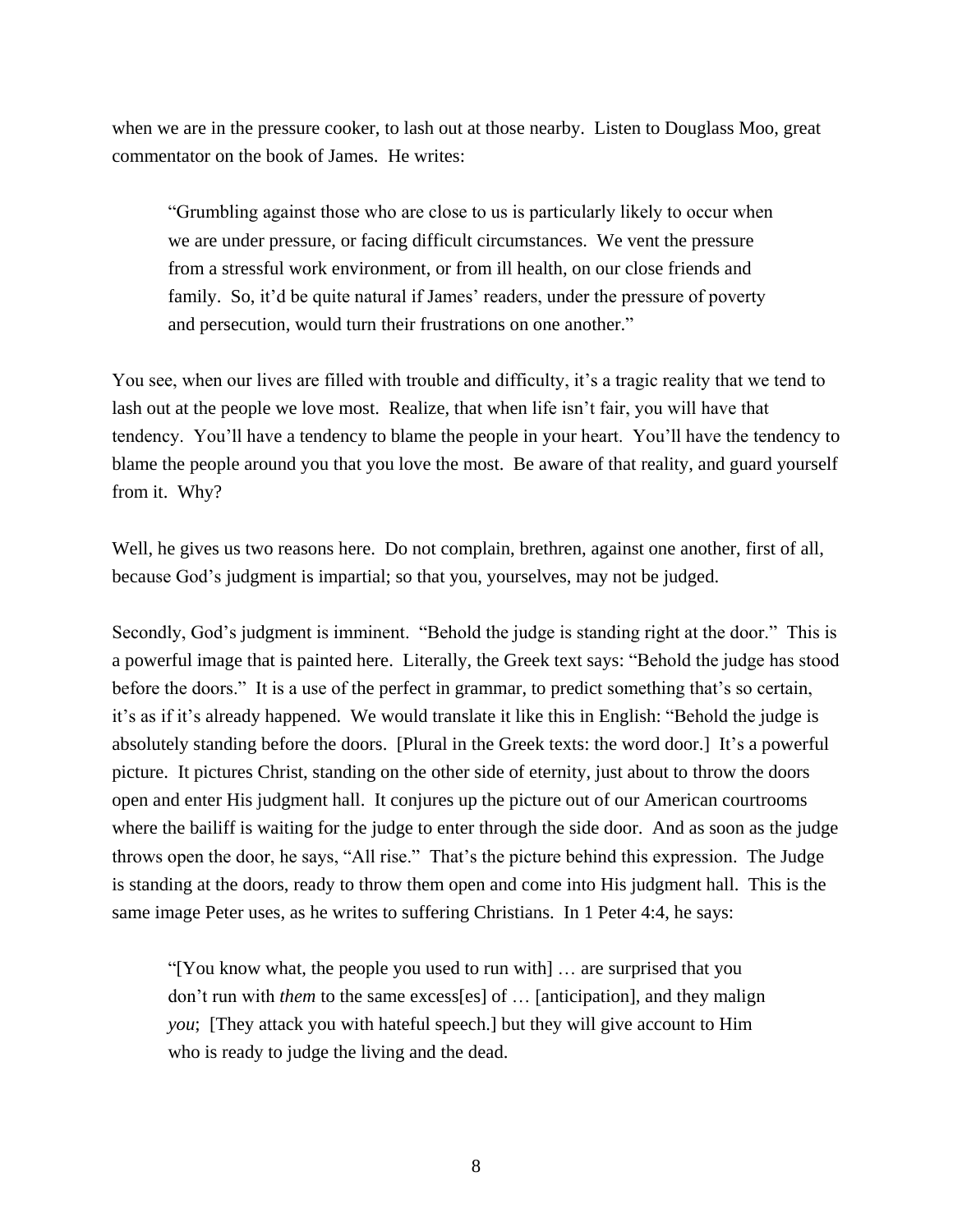when we are in the pressure cooker, to lash out at those nearby. Listen to Douglass Moo, great commentator on the book of James. He writes:

> "Grumbling against those who are close to us is particularly likely to occur when we are under pressure, or facing difficult circumstances. We vent the pressure from a stressful work environment, or from ill health, on our close friends and family. So, it'd be quite natural if James' readers, under the pressure of poverty and persecution, would turn their frustrations on one another."

You see, when our lives are filled with trouble and difficulty, it's a tragic reality that we tend to lash out at the people we love most. Realize, that when life isn't fair, you will have that tendency. You'll have a tendency to blame the people in your heart. You'll have the tendency to blame the people around you that you love the most. Be aware of that reality, and guard yourself from it. Why?

Well, he gives us two reasons here. Do not complain, brethren, against one another, first of all, because God's judgment is impartial; so that you, yourselves, may not be judged.

Secondly, God's judgment is imminent. "Behold the judge is standing right at the door." This is a powerful image that is painted here. Literally, the Greek text says: "Behold the judge has stood before the doors." It is a use of the perfect in grammar, to predict something that's so certain, it's as if it's already happened. We would translate it like this in English: "Behold the judge is absolutely standing before the doors. [Plural in the Greek texts: the word door.] It's a powerful picture. It pictures Christ, standing on the other side of eternity, just about to throw the doors open and enter His judgment hall. It conjures up the picture out of our American courtrooms where the bailiff is waiting for the judge to enter through the side door. And as soon as the judge throws open the door, he says, "All rise." That's the picture behind this expression. The Judge is standing at the doors, ready to throw them open and come into His judgment hall. This is the same image Peter uses, as he writes to suffering Christians. In 1 Peter 4:4, he says:

> "[You know what, the people you used to run with] … are surprised that you don't run with *them* to the same excess[es] of … [anticipation], and they malign *you*; [They attack you with hateful speech.] but they will give account to Him who is ready to judge the living and the dead.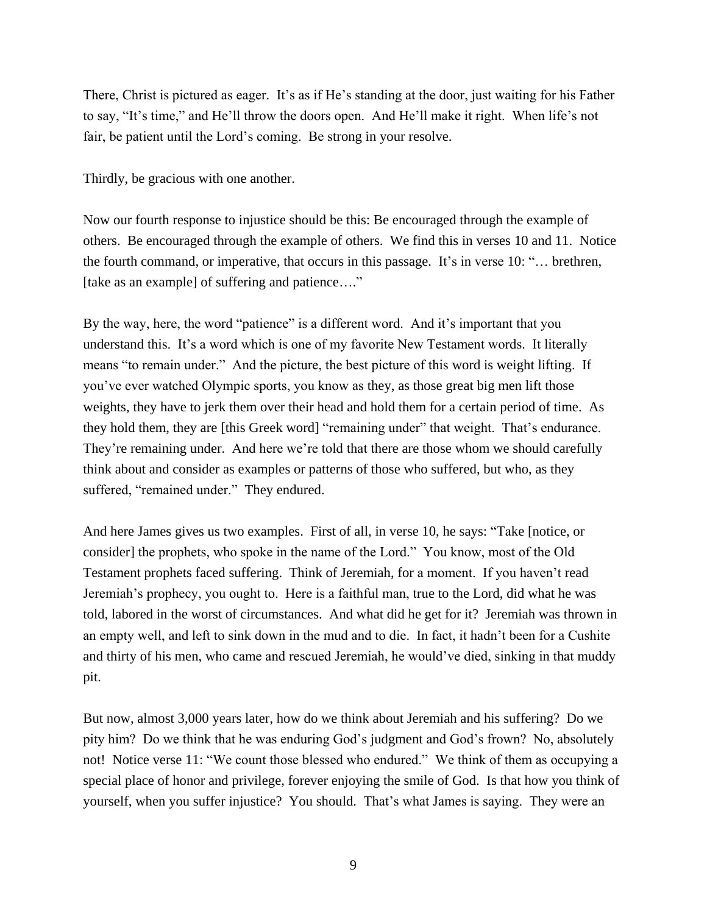There, Christ is pictured as eager. It's as if He's standing at the door, just waiting for his Father to say, "It's time," and He'll throw the doors open. And He'll make it right. When life's not fair, be patient until the Lord's coming. Be strong in your resolve.

Thirdly, be gracious with one another.

Now our fourth response to injustice should be this: Be encouraged through the example of others. Be encouraged through the example of others. We find this in verses 10 and 11. Notice the fourth command, or imperative, that occurs in this passage. It's in verse 10: "… brethren, [take as an example] of suffering and patience…."

By the way, here, the word "patience" is a different word. And it's important that you understand this. It's a word which is one of my favorite New Testament words. It literally means "to remain under." And the picture, the best picture of this word is weight lifting. If you've ever watched Olympic sports, you know as they, as those great big men lift those weights, they have to jerk them over their head and hold them for a certain period of time. As they hold them, they are [this Greek word] "remaining under" that weight. That's endurance. They're remaining under. And here we're told that there are those whom we should carefully think about and consider as examples or patterns of those who suffered, but who, as they suffered, "remained under." They endured.

And here James gives us two examples. First of all, in verse 10, he says: "Take [notice, or consider] the prophets, who spoke in the name of the Lord." You know, most of the Old Testament prophets faced suffering. Think of Jeremiah, for a moment. If you haven't read Jeremiah's prophecy, you ought to. Here is a faithful man, true to the Lord, did what he was told, labored in the worst of circumstances. And what did he get for it? Jeremiah was thrown in an empty well, and left to sink down in the mud and to die. In fact, it hadn't been for a Cushite and thirty of his men, who came and rescued Jeremiah, he would've died, sinking in that muddy pit.

But now, almost 3,000 years later, how do we think about Jeremiah and his suffering? Do we pity him? Do we think that he was enduring God's judgment and God's frown? No, absolutely not! Notice verse 11: "We count those blessed who endured." We think of them as occupying a special place of honor and privilege, forever enjoying the smile of God. Is that how you think of yourself, when you suffer injustice? You should. That's what James is saying. They were an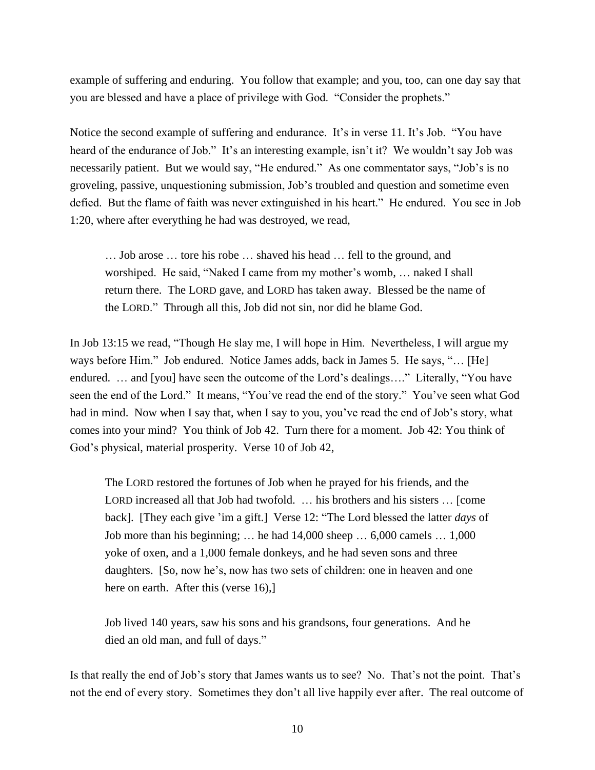example of suffering and enduring. You follow that example; and you, too, can one day say that you are blessed and have a place of privilege with God. "Consider the prophets."

Notice the second example of suffering and endurance. It's in verse 11. It's Job. "You have heard of the endurance of Job." It's an interesting example, isn't it? We wouldn't say Job was necessarily patient. But we would say, "He endured." As one commentator says, "Job's is no groveling, passive, unquestioning submission, Job's troubled and question and sometime even defied. But the flame of faith was never extinguished in his heart." He endured. You see in Job 1:20, where after everything he had was destroyed, we read,

> … Job arose … tore his robe … shaved his head … fell to the ground, and worshiped. He said, "Naked I came from my mother's womb, … naked I shall return there. The LORD gave, and LORD has taken away. Blessed be the name of the LORD." Through all this, Job did not sin, nor did he blame God.

In Job 13:15 we read, "Though He slay me, I will hope in Him. Nevertheless, I will argue my ways before Him." Job endured. Notice James adds, back in James 5. He says, "… [He] endured. … and [you] have seen the outcome of the Lord's dealings…." Literally, "You have seen the end of the Lord." It means, "You've read the end of the story." You've seen what God had in mind. Now when I say that, when I say to you, you've read the end of Job's story, what comes into your mind? You think of Job 42. Turn there for a moment. Job 42: You think of God's physical, material prosperity. Verse 10 of Job 42,

> The LORD restored the fortunes of Job when he prayed for his friends, and the LORD increased all that Job had twofold. … his brothers and his sisters … [come back]. [They each give 'im a gift.] Verse 12: "The Lord blessed the latter *days* of Job more than his beginning; … he had 14,000 sheep … 6,000 camels … 1,000 yoke of oxen, and a 1,000 female donkeys, and he had seven sons and three daughters. [So, now he's, now has two sets of children: one in heaven and one here on earth. After this (verse 16),]
>
> Job lived 140 years, saw his sons and his grandsons, four generations. And he died an old man, and full of days."

Is that really the end of Job's story that James wants us to see? No. That's not the point. That's not the end of every story. Sometimes they don't all live happily ever after. The real outcome of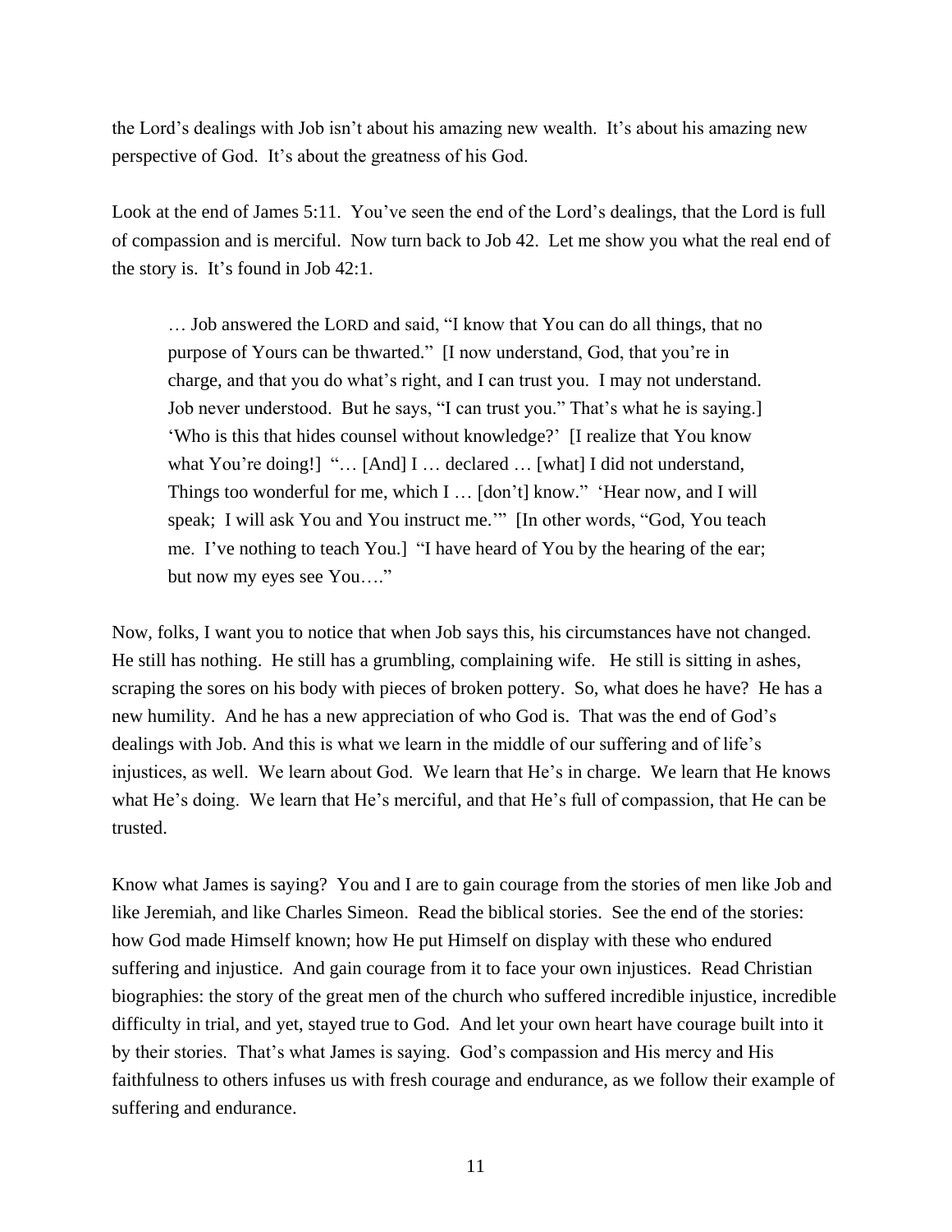the Lord's dealings with Job isn't about his amazing new wealth. It's about his amazing new perspective of God. It's about the greatness of his God.

Look at the end of James 5:11. You've seen the end of the Lord's dealings, that the Lord is full of compassion and is merciful. Now turn back to Job 42. Let me show you what the real end of the story is. It's found in Job 42:1.

> … Job answered the LORD and said, "I know that You can do all things, that no purpose of Yours can be thwarted." [I now understand, God, that you're in charge, and that you do what's right, and I can trust you. I may not understand. Job never understood. But he says, "I can trust you." That's what he is saying.] 'Who is this that hides counsel without knowledge?' [I realize that You know what You're doing!] "… [And] I … declared … [what] I did not understand, Things too wonderful for me, which I … [don't] know." 'Hear now, and I will speak; I will ask You and You instruct me.'" [In other words, "God, You teach me. I've nothing to teach You.] "I have heard of You by the hearing of the ear; but now my eyes see You…."

Now, folks, I want you to notice that when Job says this, his circumstances have not changed. He still has nothing. He still has a grumbling, complaining wife. He still is sitting in ashes, scraping the sores on his body with pieces of broken pottery. So, what does he have? He has a new humility. And he has a new appreciation of who God is. That was the end of God's dealings with Job. And this is what we learn in the middle of our suffering and of life's injustices, as well. We learn about God. We learn that He's in charge. We learn that He knows what He's doing. We learn that He's merciful, and that He's full of compassion, that He can be trusted.

Know what James is saying? You and I are to gain courage from the stories of men like Job and like Jeremiah, and like Charles Simeon. Read the biblical stories. See the end of the stories: how God made Himself known; how He put Himself on display with these who endured suffering and injustice. And gain courage from it to face your own injustices. Read Christian biographies: the story of the great men of the church who suffered incredible injustice, incredible difficulty in trial, and yet, stayed true to God. And let your own heart have courage built into it by their stories. That's what James is saying. God's compassion and His mercy and His faithfulness to others infuses us with fresh courage and endurance, as we follow their example of suffering and endurance.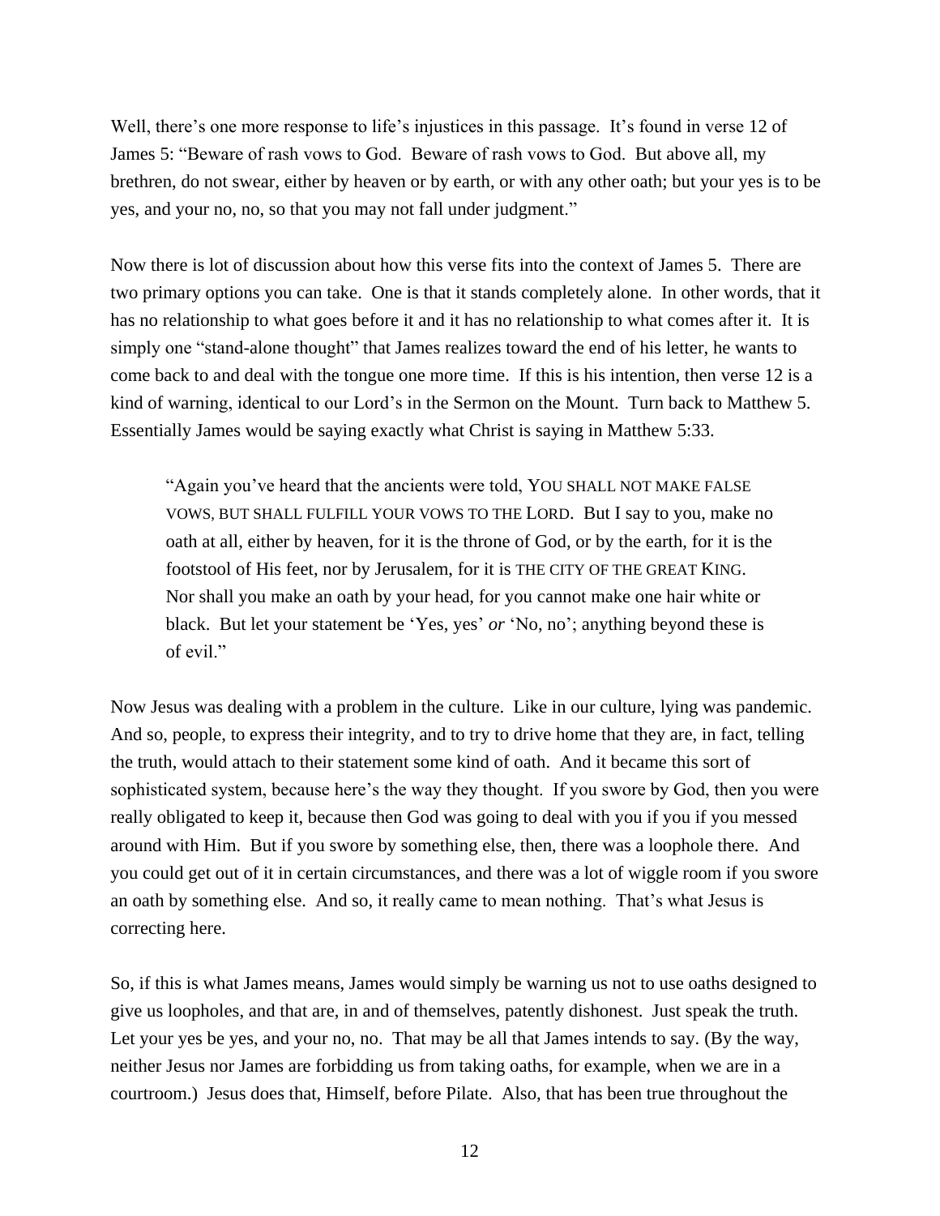Well, there's one more response to life's injustices in this passage. It's found in verse 12 of James 5: "Beware of rash vows to God. Beware of rash vows to God. But above all, my brethren, do not swear, either by heaven or by earth, or with any other oath; but your yes is to be yes, and your no, no, so that you may not fall under judgment."

Now there is lot of discussion about how this verse fits into the context of James 5. There are two primary options you can take. One is that it stands completely alone. In other words, that it has no relationship to what goes before it and it has no relationship to what comes after it. It is simply one "stand-alone thought" that James realizes toward the end of his letter, he wants to come back to and deal with the tongue one more time. If this is his intention, then verse 12 is a kind of warning, identical to our Lord's in the Sermon on the Mount. Turn back to Matthew 5. Essentially James would be saying exactly what Christ is saying in Matthew 5:33.

> "Again you've heard that the ancients were told, YOU SHALL NOT MAKE FALSE VOWS, BUT SHALL FULFILL YOUR VOWS TO THE LORD. But I say to you, make no oath at all, either by heaven, for it is the throne of God, or by the earth, for it is the footstool of His feet, nor by Jerusalem, for it is THE CITY OF THE GREAT KING. Nor shall you make an oath by your head, for you cannot make one hair white or black. But let your statement be 'Yes, yes' *or* 'No, no'; anything beyond these is of evil."

Now Jesus was dealing with a problem in the culture. Like in our culture, lying was pandemic. And so, people, to express their integrity, and to try to drive home that they are, in fact, telling the truth, would attach to their statement some kind of oath. And it became this sort of sophisticated system, because here's the way they thought. If you swore by God, then you were really obligated to keep it, because then God was going to deal with you if you if you messed around with Him. But if you swore by something else, then, there was a loophole there. And you could get out of it in certain circumstances, and there was a lot of wiggle room if you swore an oath by something else. And so, it really came to mean nothing. That's what Jesus is correcting here.

So, if this is what James means, James would simply be warning us not to use oaths designed to give us loopholes, and that are, in and of themselves, patently dishonest. Just speak the truth. Let your yes be yes, and your no, no. That may be all that James intends to say. (By the way, neither Jesus nor James are forbidding us from taking oaths, for example, when we are in a courtroom.) Jesus does that, Himself, before Pilate. Also, that has been true throughout the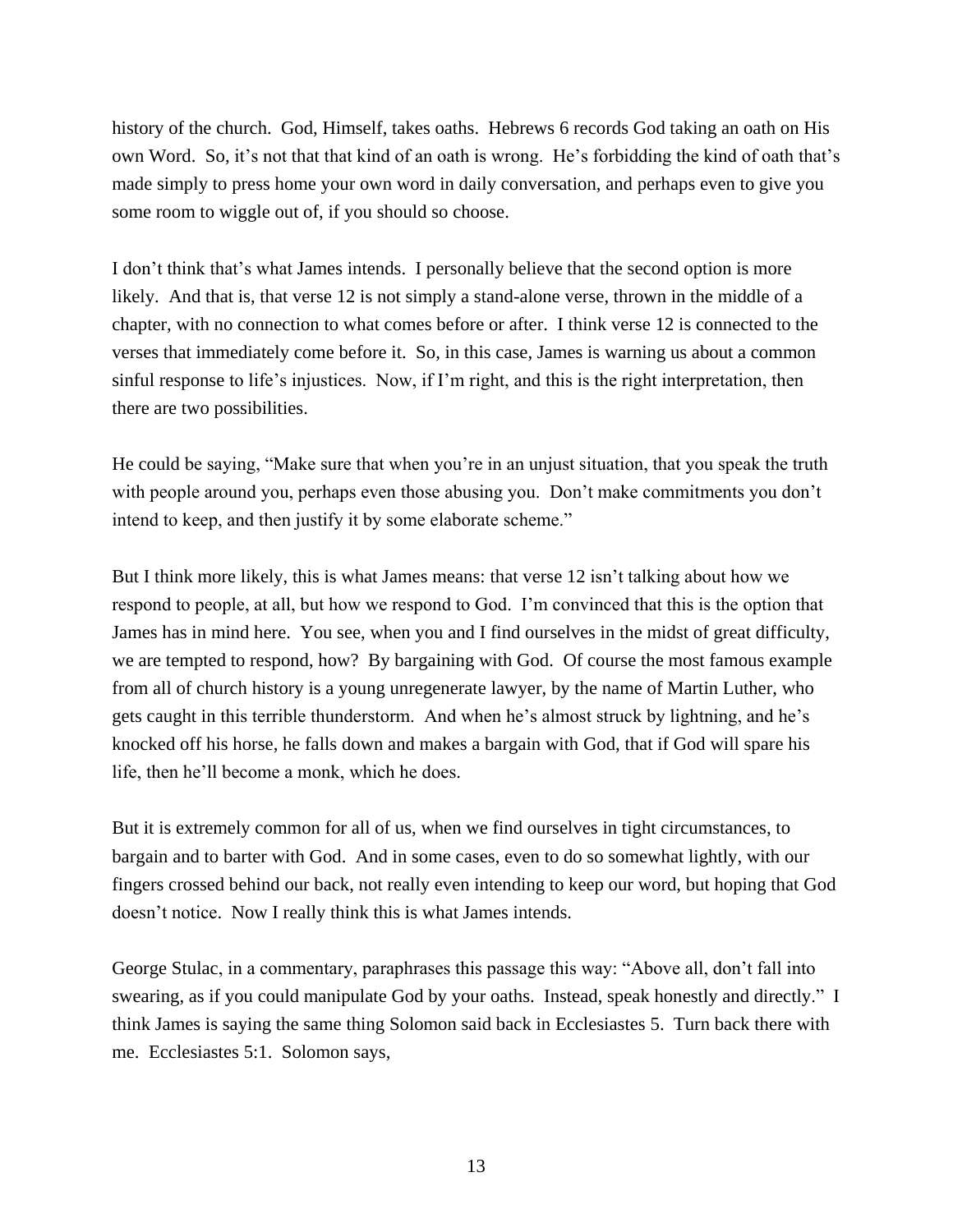history of the church. God, Himself, takes oaths. Hebrews 6 records God taking an oath on His own Word. So, it's not that that kind of an oath is wrong. He's forbidding the kind of oath that's made simply to press home your own word in daily conversation, and perhaps even to give you some room to wiggle out of, if you should so choose.

I don't think that's what James intends. I personally believe that the second option is more likely. And that is, that verse 12 is not simply a stand-alone verse, thrown in the middle of a chapter, with no connection to what comes before or after. I think verse 12 is connected to the verses that immediately come before it. So, in this case, James is warning us about a common sinful response to life's injustices. Now, if I'm right, and this is the right interpretation, then there are two possibilities.

He could be saying, "Make sure that when you're in an unjust situation, that you speak the truth with people around you, perhaps even those abusing you. Don't make commitments you don't intend to keep, and then justify it by some elaborate scheme."

But I think more likely, this is what James means: that verse 12 isn't talking about how we respond to people, at all, but how we respond to God. I'm convinced that this is the option that James has in mind here. You see, when you and I find ourselves in the midst of great difficulty, we are tempted to respond, how? By bargaining with God. Of course the most famous example from all of church history is a young unregenerate lawyer, by the name of Martin Luther, who gets caught in this terrible thunderstorm. And when he's almost struck by lightning, and he's knocked off his horse, he falls down and makes a bargain with God, that if God will spare his life, then he'll become a monk, which he does.

But it is extremely common for all of us, when we find ourselves in tight circumstances, to bargain and to barter with God. And in some cases, even to do so somewhat lightly, with our fingers crossed behind our back, not really even intending to keep our word, but hoping that God doesn't notice. Now I really think this is what James intends.

George Stulac, in a commentary, paraphrases this passage this way: "Above all, don't fall into swearing, as if you could manipulate God by your oaths. Instead, speak honestly and directly." I think James is saying the same thing Solomon said back in Ecclesiastes 5. Turn back there with me. Ecclesiastes 5:1. Solomon says,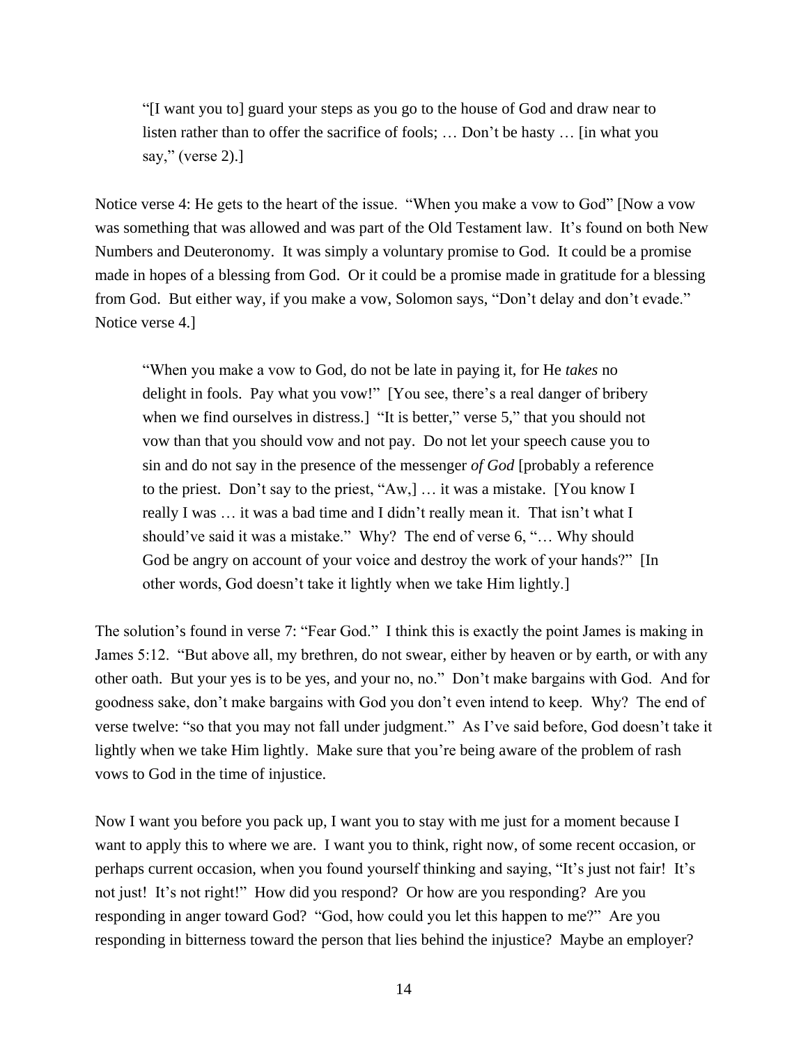> "[I want you to] guard your steps as you go to the house of God and draw near to listen rather than to offer the sacrifice of fools; … Don't be hasty … [in what you say," (verse 2).]

Notice verse 4: He gets to the heart of the issue. "When you make a vow to God" [Now a vow was something that was allowed and was part of the Old Testament law. It's found on both New Numbers and Deuteronomy. It was simply a voluntary promise to God. It could be a promise made in hopes of a blessing from God. Or it could be a promise made in gratitude for a blessing from God. But either way, if you make a vow, Solomon says, "Don't delay and don't evade." Notice verse 4.]

> "When you make a vow to God, do not be late in paying it, for He *takes* no delight in fools. Pay what you vow!" [You see, there's a real danger of bribery when we find ourselves in distress.] "It is better," verse 5," that you should not vow than that you should vow and not pay. Do not let your speech cause you to sin and do not say in the presence of the messenger *of God* [probably a reference to the priest. Don't say to the priest, "Aw,] … it was a mistake. [You know I really I was … it was a bad time and I didn't really mean it. That isn't what I should've said it was a mistake." Why? The end of verse 6, "… Why should God be angry on account of your voice and destroy the work of your hands?" [In other words, God doesn't take it lightly when we take Him lightly.]

The solution's found in verse 7: "Fear God." I think this is exactly the point James is making in James 5:12. "But above all, my brethren, do not swear, either by heaven or by earth, or with any other oath. But your yes is to be yes, and your no, no." Don't make bargains with God. And for goodness sake, don't make bargains with God you don't even intend to keep. Why? The end of verse twelve: "so that you may not fall under judgment." As I've said before, God doesn't take it lightly when we take Him lightly. Make sure that you're being aware of the problem of rash vows to God in the time of injustice.

Now I want you before you pack up, I want you to stay with me just for a moment because I want to apply this to where we are. I want you to think, right now, of some recent occasion, or perhaps current occasion, when you found yourself thinking and saying, "It's just not fair! It's not just! It's not right!" How did you respond? Or how are you responding? Are you responding in anger toward God? "God, how could you let this happen to me?" Are you responding in bitterness toward the person that lies behind the injustice? Maybe an employer?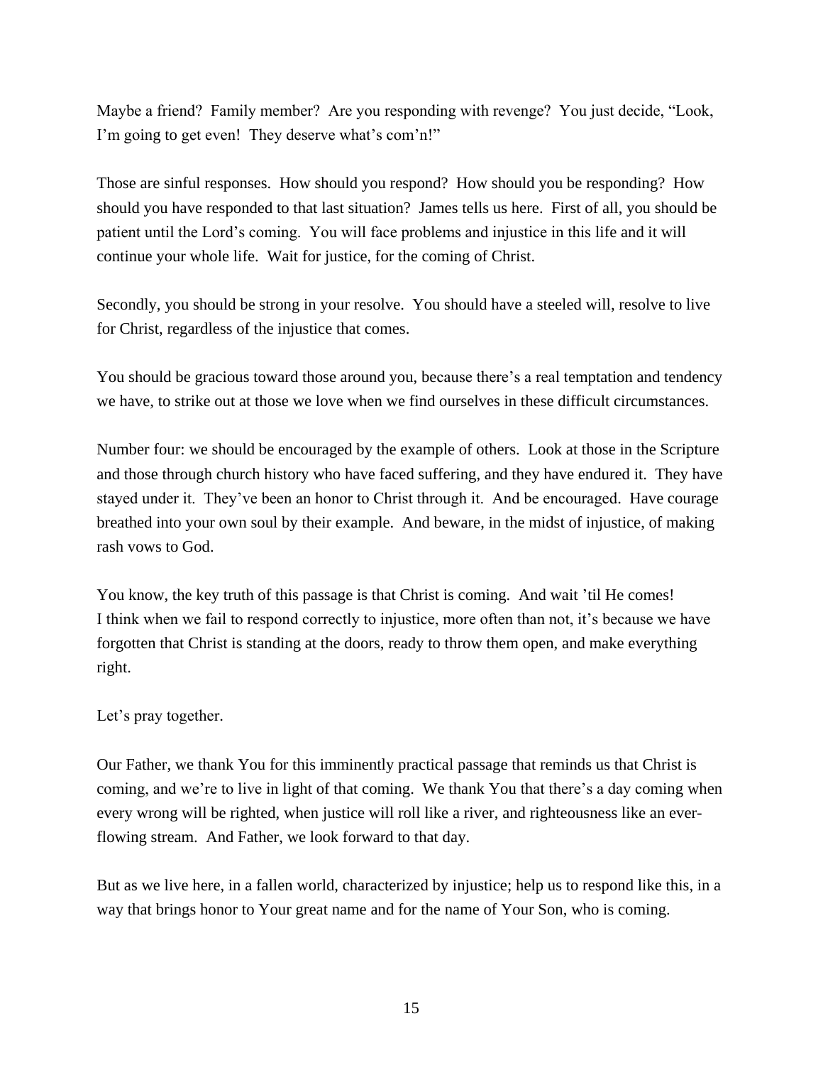Maybe a friend? Family member? Are you responding with revenge? You just decide, "Look, I'm going to get even! They deserve what's com'n!"

Those are sinful responses. How should you respond? How should you be responding? How should you have responded to that last situation? James tells us here. First of all, you should be patient until the Lord's coming. You will face problems and injustice in this life and it will continue your whole life. Wait for justice, for the coming of Christ.

Secondly, you should be strong in your resolve. You should have a steeled will, resolve to live for Christ, regardless of the injustice that comes.

You should be gracious toward those around you, because there's a real temptation and tendency we have, to strike out at those we love when we find ourselves in these difficult circumstances.

Number four: we should be encouraged by the example of others. Look at those in the Scripture and those through church history who have faced suffering, and they have endured it. They have stayed under it. They've been an honor to Christ through it. And be encouraged. Have courage breathed into your own soul by their example. And beware, in the midst of injustice, of making rash vows to God.

You know, the key truth of this passage is that Christ is coming. And wait 'til He comes!
I think when we fail to respond correctly to injustice, more often than not, it's because we have forgotten that Christ is standing at the doors, ready to throw them open, and make everything right.

Let's pray together.

Our Father, we thank You for this imminently practical passage that reminds us that Christ is coming, and we're to live in light of that coming. We thank You that there's a day coming when every wrong will be righted, when justice will roll like a river, and righteousness like an ever-flowing stream. And Father, we look forward to that day.

But as we live here, in a fallen world, characterized by injustice; help us to respond like this, in a way that brings honor to Your great name and for the name of Your Son, who is coming.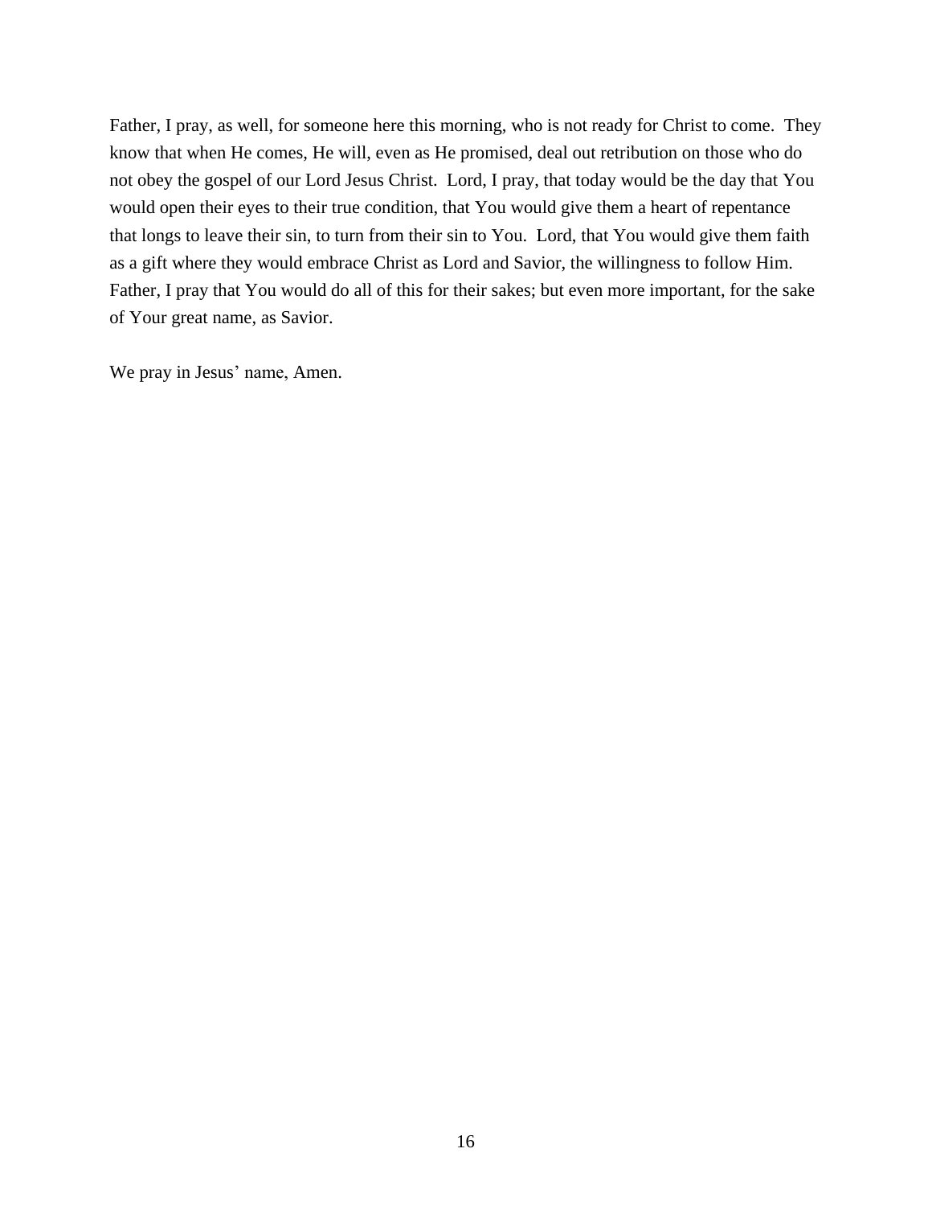Father, I pray, as well, for someone here this morning, who is not ready for Christ to come. They know that when He comes, He will, even as He promised, deal out retribution on those who do not obey the gospel of our Lord Jesus Christ. Lord, I pray, that today would be the day that You would open their eyes to their true condition, that You would give them a heart of repentance that longs to leave their sin, to turn from their sin to You. Lord, that You would give them faith as a gift where they would embrace Christ as Lord and Savior, the willingness to follow Him. Father, I pray that You would do all of this for their sakes; but even more important, for the sake of Your great name, as Savior.

We pray in Jesus' name, Amen.